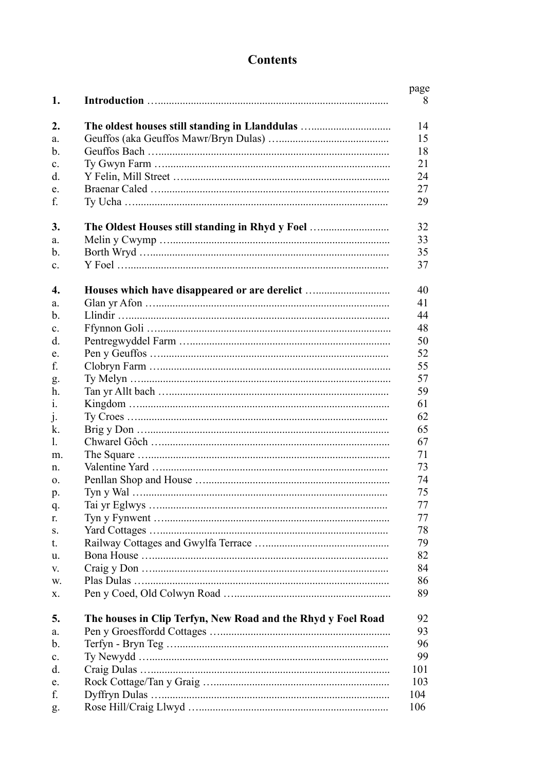# Contents

| | | page |
|---|---|---|
| **1.** | **Introduction** | 8 |
| | | |
| **2.** | **The oldest houses still standing in Llanddulas** | 14 |
| a. | Geuffos (aka Geuffos Mawr/Bryn Dulas) | 15 |
| b. | Geuffos Bach | 18 |
| c. | Ty Gwyn Farm | 21 |
| d. | Y Felin, Mill Street | 24 |
| e. | Braenar Caled | 27 |
| f. | Ty Ucha | 29 |
| | | |
| **3.** | **The Oldest Houses still standing in Rhyd y Foel** | 32 |
| a. | Melin y Cwymp | 33 |
| b. | Borth Wryd | 35 |
| c. | Y Foel | 37 |
| | | |
| **4.** | **Houses which have disappeared or are derelict** | 40 |
| a. | Glan yr Afon | 41 |
| b. | Llindir | 44 |
| c. | Ffynnon Goli | 48 |
| d. | Pentregwyddel Farm | 50 |
| e. | Pen y Geuffos | 52 |
| f. | Clobryn Farm | 55 |
| g. | Ty Melyn | 57 |
| h. | Tan yr Allt bach | 59 |
| i. | Kingdom | 61 |
| j. | Ty Croes | 62 |
| k. | Brig y Don | 65 |
| l. | Chwarel Gôch | 67 |
| m. | The Square | 71 |
| n. | Valentine Yard | 73 |
| o. | Penllan Shop and House | 74 |
| p. | Tyn y Wal | 75 |
| q. | Tai yr Eglwys | 77 |
| r. | Tyn y Fynwent | 77 |
| s. | Yard Cottages | 78 |
| t. | Railway Cottages and Gwylfa Terrace | 79 |
| u. | Bona House | 82 |
| v. | Craig y Don | 84 |
| w. | Plas Dulas | 86 |
| x. | Pen y Coed, Old Colwyn Road | 89 |
| | | |
| **5.** | **The houses in Clip Terfyn, New Road and the Rhyd y Foel Road** | 92 |
| a. | Pen y Groesffordd Cottages | 93 |
| b. | Terfyn - Bryn Teg | 96 |
| c. | Ty Newydd | 99 |
| d. | Craig Dulas | 101 |
| e. | Rock Cottage/Tan y Graig | 103 |
| f. | Dyffryn Dulas | 104 |
| g. | Rose Hill/Craig Llwyd | 106 |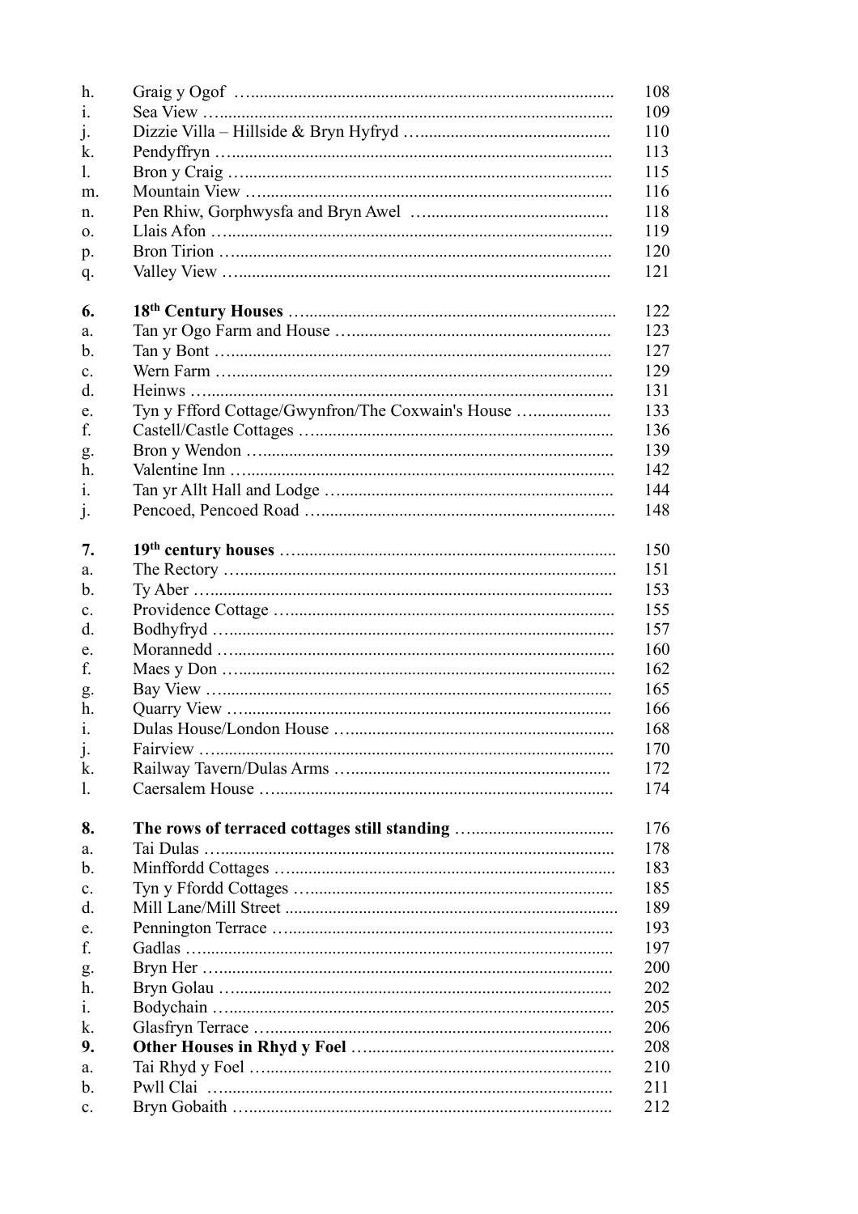| | | |
|---|---|---|
| h. | Graig y Ogof | 108 |
| i. | Sea View | 109 |
| j. | Dizzie Villa – Hillside & Bryn Hyfryd | 110 |
| k. | Pendyffryn | 113 |
| l. | Bron y Craig | 115 |
| m. | Mountain View | 116 |
| n. | Pen Rhiw, Gorphwysfa and Bryn Awel | 118 |
| o. | Llais Afon | 119 |
| p. | Bron Tirion | 120 |
| q. | Valley View | 121 |
| | | |
| **6.** | **18th Century Houses** | 122 |
| a. | Tan yr Ogo Farm and House | 123 |
| b. | Tan y Bont | 127 |
| c. | Wern Farm | 129 |
| d. | Heinws | 131 |
| e. | Tyn y Ffford Cottage/Gwynfron/The Coxwain's House | 133 |
| f. | Castell/Castle Cottages | 136 |
| g. | Bron y Wendon | 139 |
| h. | Valentine Inn | 142 |
| i. | Tan yr Allt Hall and Lodge | 144 |
| j. | Pencoed, Pencoed Road | 148 |
| | | |
| **7.** | **19th century houses** | 150 |
| a. | The Rectory | 151 |
| b. | Ty Aber | 153 |
| c. | Providence Cottage | 155 |
| d. | Bodhyfryd | 157 |
| e. | Morannedd | 160 |
| f. | Maes y Don | 162 |
| g. | Bay View | 165 |
| h. | Quarry View | 166 |
| i. | Dulas House/London House | 168 |
| j. | Fairview | 170 |
| k. | Railway Tavern/Dulas Arms | 172 |
| l. | Caersalem House | 174 |
| | | |
| **8.** | **The rows of terraced cottages still standing** | 176 |
| a. | Tai Dulas | 178 |
| b. | Minffordd Cottages | 183 |
| c. | Tyn y Ffordd Cottages | 185 |
| d. | Mill Lane/Mill Street | 189 |
| e. | Pennington Terrace | 193 |
| f. | Gadlas | 197 |
| g. | Bryn Her | 200 |
| h. | Bryn Golau | 202 |
| i. | Bodychain | 205 |
| k. | Glasfryn Terrace | 206 |
| **9.** | **Other Houses in Rhyd y Foel** | 208 |
| a. | Tai Rhyd y Foel | 210 |
| b. | Pwll Clai | 211 |
| c. | Bryn Gobaith | 212 |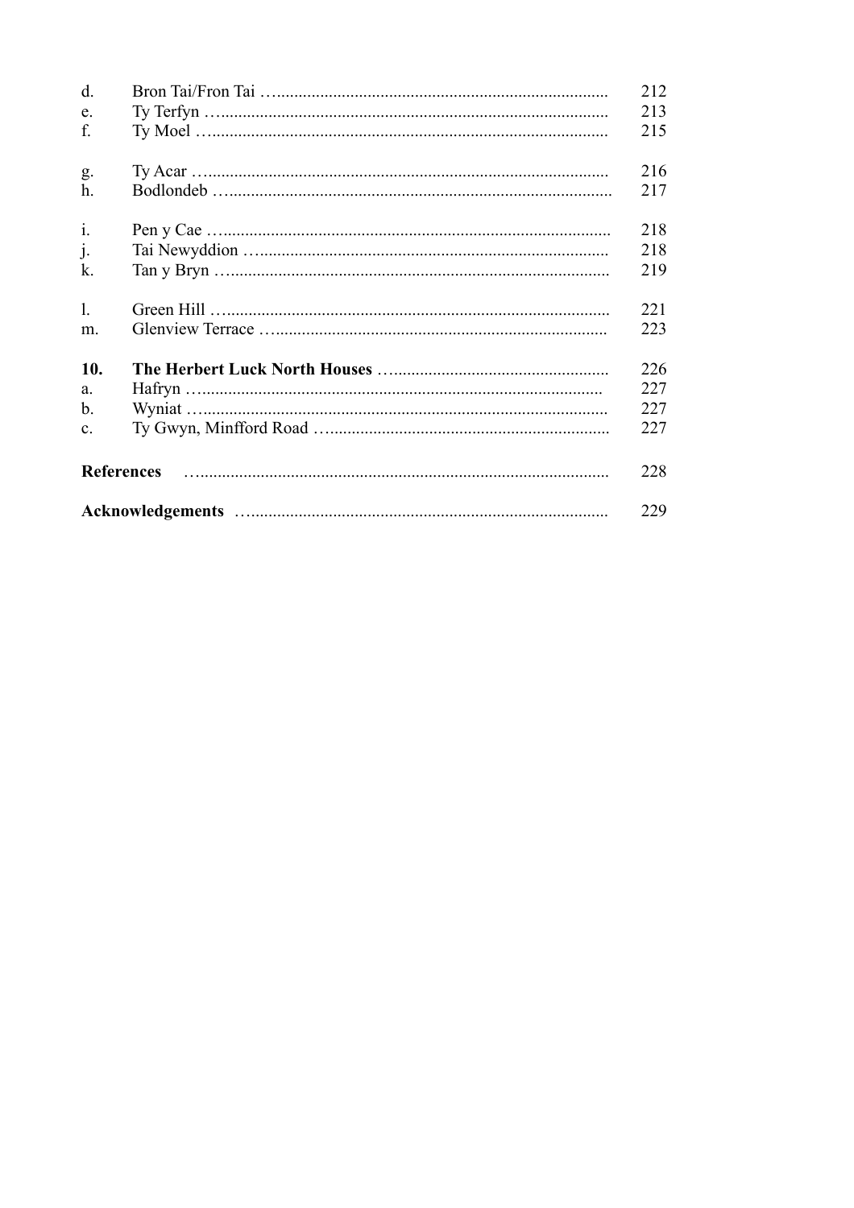| | | |
|---|---|---|
| d. | Bron Tai/Fron Tai | 212 |
| e. | Ty Terfyn | 213 |
| f. | Ty Moel | 215 |
| g. | Ty Acar | 216 |
| h. | Bodlondeb | 217 |
| i. | Pen y Cae | 218 |
| j. | Tai Newyddion | 218 |
| k. | Tan y Bryn | 219 |
| l. | Green Hill | 221 |
| m. | Glenview Terrace | 223 |
| **10.** | **The Herbert Luck North Houses** | 226 |
| a. | Hafryn | 227 |
| b. | Wyniat | 227 |
| c. | Ty Gwyn, Minfford Road | 227 |
| **References** | | 228 |
| **Acknowledgements** | | 229 |